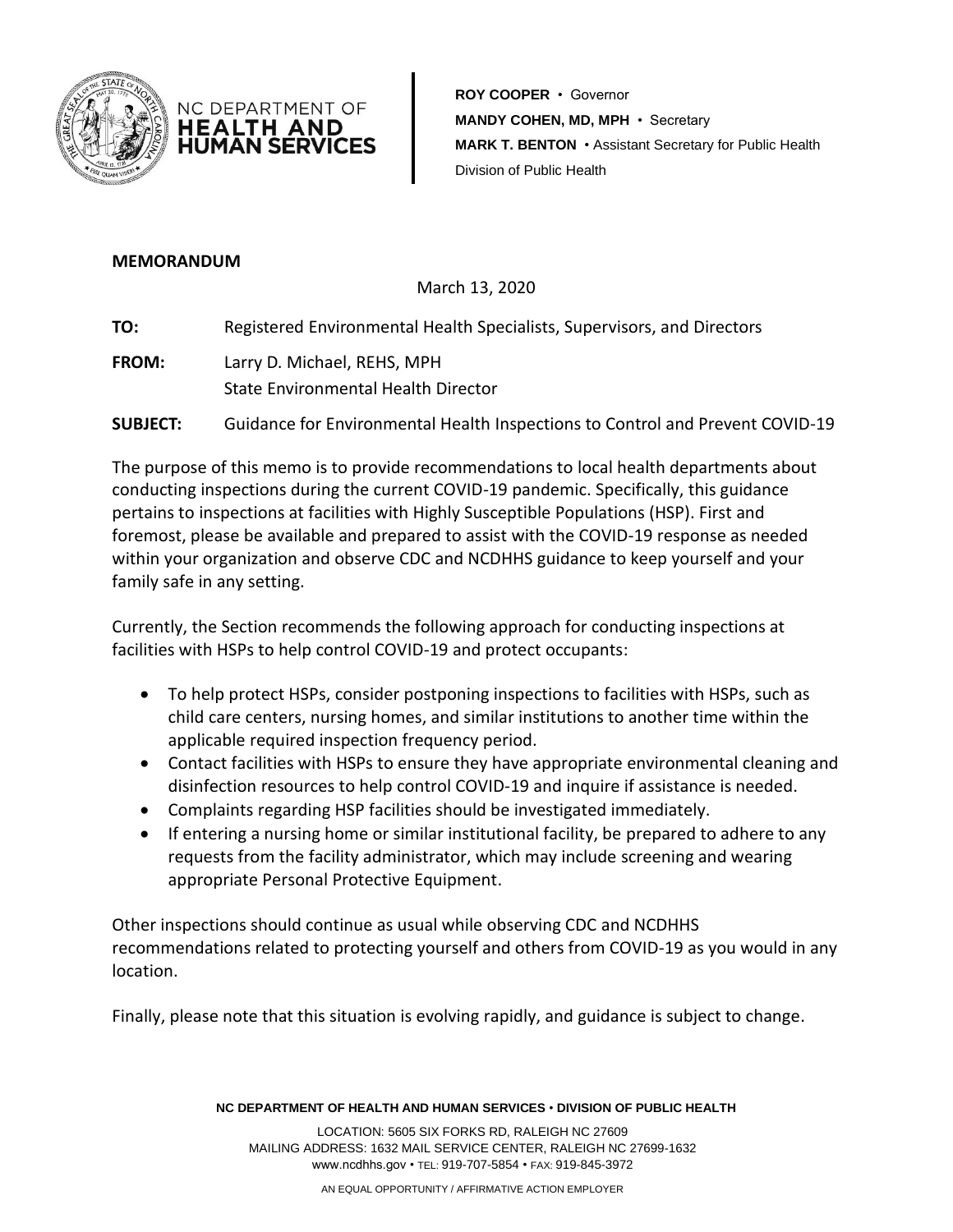NC DEPARTMENT OF
**HEALTH AND HUMAN SERVICES**

**ROY COOPER** • Governor
**MANDY COHEN, MD, MPH** • Secretary
**MARK T. BENTON** • Assistant Secretary for Public Health
Division of Public Health

**MEMORANDUM**

March 13, 2020

**TO:** Registered Environmental Health Specialists, Supervisors, and Directors

**FROM:** Larry D. Michael, REHS, MPH
State Environmental Health Director

**SUBJECT:** Guidance for Environmental Health Inspections to Control and Prevent COVID-19

The purpose of this memo is to provide recommendations to local health departments about conducting inspections during the current COVID-19 pandemic. Specifically, this guidance pertains to inspections at facilities with Highly Susceptible Populations (HSP). First and foremost, please be available and prepared to assist with the COVID-19 response as needed within your organization and observe CDC and NCDHHS guidance to keep yourself and your family safe in any setting.

Currently, the Section recommends the following approach for conducting inspections at facilities with HSPs to help control COVID-19 and protect occupants:

- To help protect HSPs, consider postponing inspections to facilities with HSPs, such as child care centers, nursing homes, and similar institutions to another time within the applicable required inspection frequency period.
- Contact facilities with HSPs to ensure they have appropriate environmental cleaning and disinfection resources to help control COVID-19 and inquire if assistance is needed.
- Complaints regarding HSP facilities should be investigated immediately.
- If entering a nursing home or similar institutional facility, be prepared to adhere to any requests from the facility administrator, which may include screening and wearing appropriate Personal Protective Equipment.

Other inspections should continue as usual while observing CDC and NCDHHS recommendations related to protecting yourself and others from COVID-19 as you would in any location.

Finally, please note that this situation is evolving rapidly, and guidance is subject to change.

**NC DEPARTMENT OF HEALTH AND HUMAN SERVICES • DIVISION OF PUBLIC HEALTH**

LOCATION: 5605 SIX FORKS RD, RALEIGH NC 27609
MAILING ADDRESS: 1632 MAIL SERVICE CENTER, RALEIGH NC 27699-1632
www.ncdhhs.gov • TEL: 919-707-5854 • FAX: 919-845-3972

AN EQUAL OPPORTUNITY / AFFIRMATIVE ACTION EMPLOYER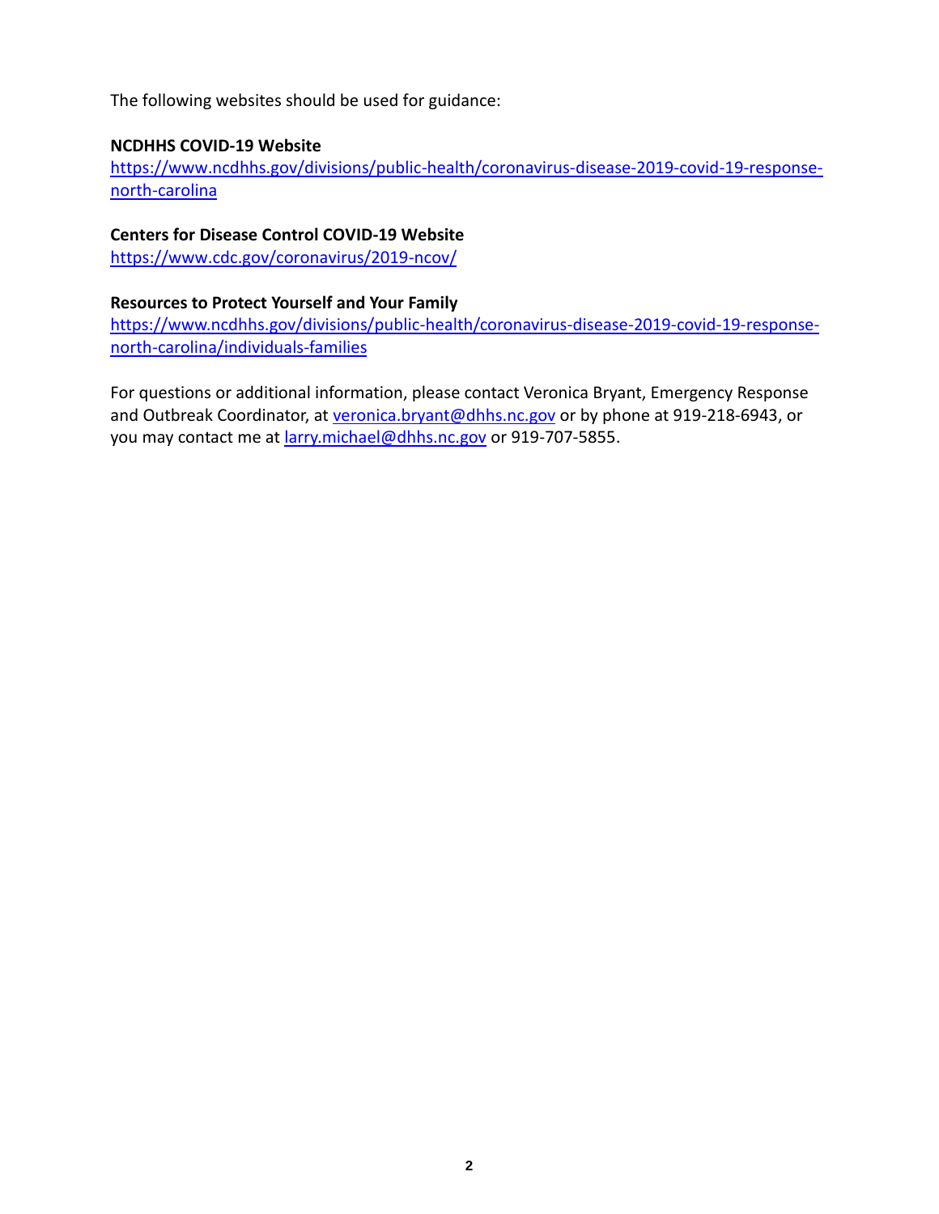The following websites should be used for guidance:

**NCDHHS COVID-19 Website**
https://www.ncdhhs.gov/divisions/public-health/coronavirus-disease-2019-covid-19-response-north-carolina

**Centers for Disease Control COVID-19 Website**
https://www.cdc.gov/coronavirus/2019-ncov/

**Resources to Protect Yourself and Your Family**
https://www.ncdhhs.gov/divisions/public-health/coronavirus-disease-2019-covid-19-response-north-carolina/individuals-families

For questions or additional information, please contact Veronica Bryant, Emergency Response and Outbreak Coordinator, at veronica.bryant@dhhs.nc.gov or by phone at 919-218-6943, or you may contact me at larry.michael@dhhs.nc.gov or 919-707-5855.